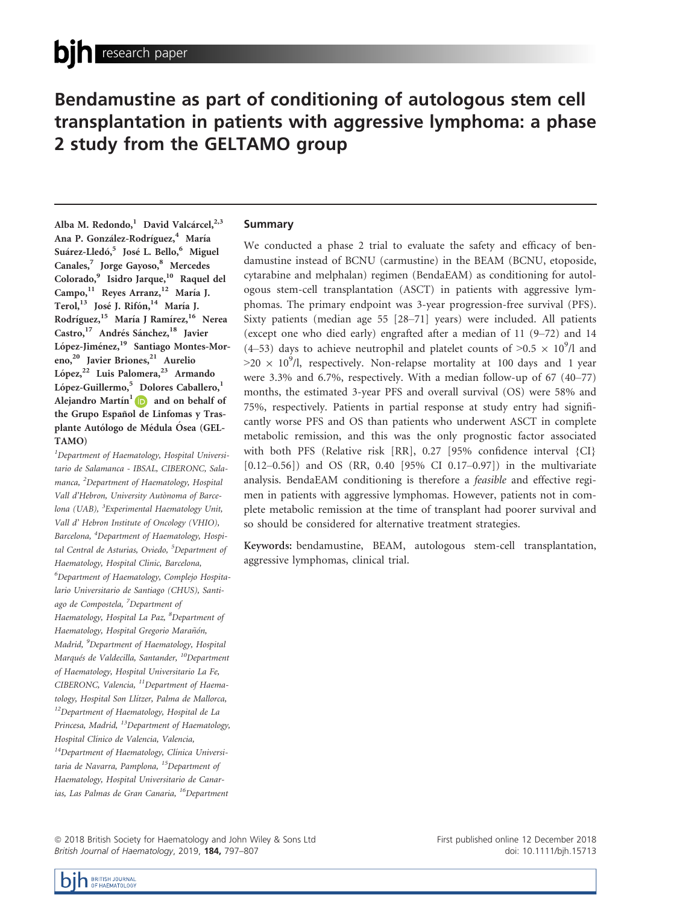research paper

# Bendamustine as part of conditioning of autologous stem cell transplantation in patients with aggressive lymphoma: a phase 2 study from the GELTAMO group

Alba M. Redondo,[1] David Valcárcel,[2,3] Ana P. González-Rodríguez,[4] María Suárez-Lledó,[5] José L. Bello,[6] Miguel Canales,[7] Jorge Gayoso,[8] Mercedes Colorado,[9] Isidro Jarque,[10] Raquel del Campo,[11] Reyes Arranz,[12] María J. Terol,[13] José J. Rifón,[14] María J. Rodríguez,[15] María J Ramírez,[16] Nerea Castro,[17] Andrés Sánchez,[18] Javier López-Jiménez,[19] Santiago Montes-Moreno,[20] Javier Briones,[21] Aurelio López,[22] Luis Palomera,[23] Armando López-Guillermo,[5] Dolores Caballero,[1] Alejandro Martín[1] and on behalf of the Grupo Español de Linfomas y Trasplante Autólogo de Médula Ósea (GELTAMO)

[1]Department of Haematology, Hospital Universitario de Salamanca - IBSAL, CIBERONC, Salamanca, [2]Department of Haematology, Hospital Vall d'Hebron, University Autònoma of Barcelona (UAB), [3]Experimental Haematology Unit, Vall d' Hebron Institute of Oncology (VHIO), Barcelona, [4]Department of Haematology, Hospital Central de Asturias, Oviedo, [5]Department of Haematology, Hospital Clinic, Barcelona, [6]Department of Haematology, Complejo Hospitalario Universitario de Santiago (CHUS), Santiago de Compostela, [7]Department of Haematology, Hospital La Paz, [8]Department of Haematology, Hospital Gregorio Marañón, Madrid, [9]Department of Haematology, Hospital Marqués de Valdecilla, Santander, [10]Department of Haematology, Hospital Universitario La Fe, CIBERONC, Valencia, [11]Department of Haematology, Hospital Son Llítzer, Palma de Mallorca, [12]Department of Haematology, Hospital de La Princesa, Madrid, [13]Department of Haematology, Hospital Clínico de Valencia, Valencia, [14]Department of Haematology, Clínica Universitaria de Navarra, Pamplona, [15]Department of Haematology, Hospital Universitario de Canarias, Las Palmas de Gran Canaria, [16]Department

## Summary

We conducted a phase 2 trial to evaluate the safety and efficacy of bendamustine instead of BCNU (carmustine) in the BEAM (BCNU, etoposide, cytarabine and melphalan) regimen (BendaEAM) as conditioning for autologous stem-cell transplantation (ASCT) in patients with aggressive lymphomas. The primary endpoint was 3-year progression-free survival (PFS). Sixty patients (median age 55 [28–71] years) were included. All patients (except one who died early) engrafted after a median of 11 (9–72) and 14 (4–53) days to achieve neutrophil and platelet counts of $>0.5 \times 10^9$/l and $>20 \times 10^9$/l, respectively. Non-relapse mortality at 100 days and 1 year were 3.3% and 6.7%, respectively. With a median follow-up of 67 (40–77) months, the estimated 3-year PFS and overall survival (OS) were 58% and 75%, respectively. Patients in partial response at study entry had significantly worse PFS and OS than patients who underwent ASCT in complete metabolic remission, and this was the only prognostic factor associated with both PFS (Relative risk [RR], 0.27 [95% confidence interval {CI} [0.12–0.56]) and OS (RR, 0.40 [95% CI 0.17–0.97]) in the multivariate analysis. BendaEAM conditioning is therefore a *feasible* and effective regimen in patients with aggressive lymphomas. However, patients not in complete metabolic remission at the time of transplant had poorer survival and so should be considered for alternative treatment strategies.

**Keywords:** bendamustine, BEAM, autologous stem-cell transplantation, aggressive lymphomas, clinical trial.

© 2018 British Society for Haematology and John Wiley & Sons Ltd
British Journal of Haematology, 2019, **184,** 797–807

First published online 12 December 2018
doi: 10.1111/bjh.15713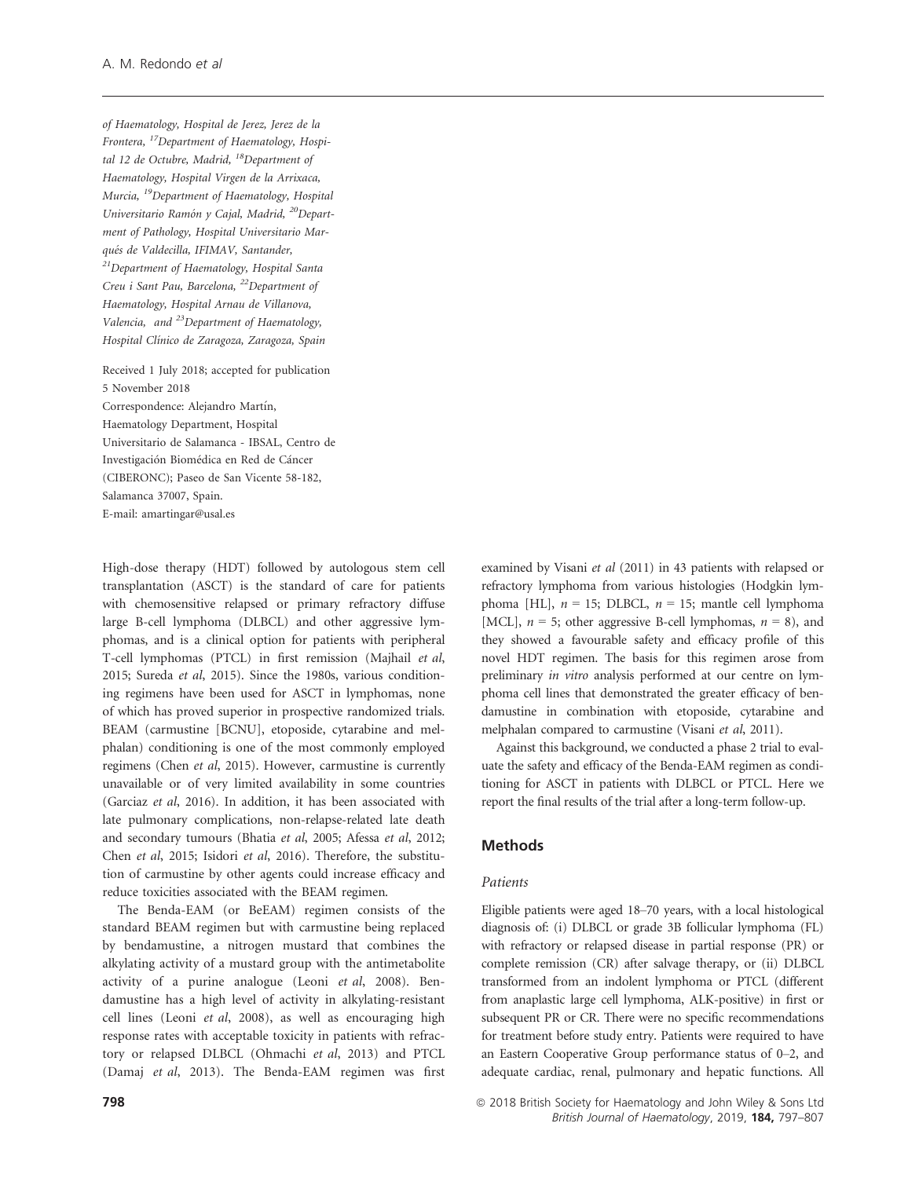of Haematology, Hospital de Jerez, Jerez de la Frontera, [17]Department of Haematology, Hospital 12 de Octubre, Madrid, [18]Department of Haematology, Hospital Virgen de la Arrixaca, Murcia, [19]Department of Haematology, Hospital Universitario Ramón y Cajal, Madrid, [20]Department of Pathology, Hospital Universitario Marqués de Valdecilla, IFIMAV, Santander, [21]Department of Haematology, Hospital Santa Creu i Sant Pau, Barcelona, [22]Department of Haematology, Hospital Arnau de Villanova, Valencia, and [23]Department of Haematology, Hospital Clínico de Zaragoza, Zaragoza, Spain

Received 1 July 2018; accepted for publication 5 November 2018

Correspondence: Alejandro Martín, Haematology Department, Hospital Universitario de Salamanca - IBSAL, Centro de Investigación Biomédica en Red de Cáncer (CIBERONC); Paseo de San Vicente 58-182, Salamanca 37007, Spain.

E-mail: amartingar@usal.es

High-dose therapy (HDT) followed by autologous stem cell transplantation (ASCT) is the standard of care for patients with chemosensitive relapsed or primary refractory diffuse large B-cell lymphoma (DLBCL) and other aggressive lymphomas, and is a clinical option for patients with peripheral T-cell lymphomas (PTCL) in first remission (Majhail *et al*, 2015; Sureda *et al*, 2015). Since the 1980s, various conditioning regimens have been used for ASCT in lymphomas, none of which has proved superior in prospective randomized trials. BEAM (carmustine [BCNU], etoposide, cytarabine and melphalan) conditioning is one of the most commonly employed regimens (Chen *et al*, 2015). However, carmustine is currently unavailable or of very limited availability in some countries (Garciaz *et al*, 2016). In addition, it has been associated with late pulmonary complications, non-relapse-related late death and secondary tumours (Bhatia *et al*, 2005; Afessa *et al*, 2012; Chen *et al*, 2015; Isidori *et al*, 2016). Therefore, the substitution of carmustine by other agents could increase efficacy and reduce toxicities associated with the BEAM regimen.

The Benda-EAM (or BeEAM) regimen consists of the standard BEAM regimen but with carmustine being replaced by bendamustine, a nitrogen mustard that combines the alkylating activity of a mustard group with the antimetabolite activity of a purine analogue (Leoni *et al*, 2008). Bendamustine has a high level of activity in alkylating-resistant cell lines (Leoni *et al*, 2008), as well as encouraging high response rates with acceptable toxicity in patients with refractory or relapsed DLBCL (Ohmachi *et al*, 2013) and PTCL (Damaj *et al*, 2013). The Benda-EAM regimen was first examined by Visani *et al* (2011) in 43 patients with relapsed or refractory lymphoma from various histologies (Hodgkin lymphoma [HL], $n = 15$; DLBCL, $n = 15$; mantle cell lymphoma [MCL], $n = 5$; other aggressive B-cell lymphomas, $n = 8$), and they showed a favourable safety and efficacy profile of this novel HDT regimen. The basis for this regimen arose from preliminary *in vitro* analysis performed at our centre on lymphoma cell lines that demonstrated the greater efficacy of bendamustine in combination with etoposide, cytarabine and melphalan compared to carmustine (Visani *et al*, 2011).

Against this background, we conducted a phase 2 trial to evaluate the safety and efficacy of the Benda-EAM regimen as conditioning for ASCT in patients with DLBCL or PTCL. Here we report the final results of the trial after a long-term follow-up.

## Methods

### *Patients*

Eligible patients were aged 18–70 years, with a local histological diagnosis of: (i) DLBCL or grade 3B follicular lymphoma (FL) with refractory or relapsed disease in partial response (PR) or complete remission (CR) after salvage therapy, or (ii) DLBCL transformed from an indolent lymphoma or PTCL (different from anaplastic large cell lymphoma, ALK-positive) in first or subsequent PR or CR. There were no specific recommendations for treatment before study entry. Patients were required to have an Eastern Cooperative Group performance status of 0–2, and adequate cardiac, renal, pulmonary and hepatic functions. All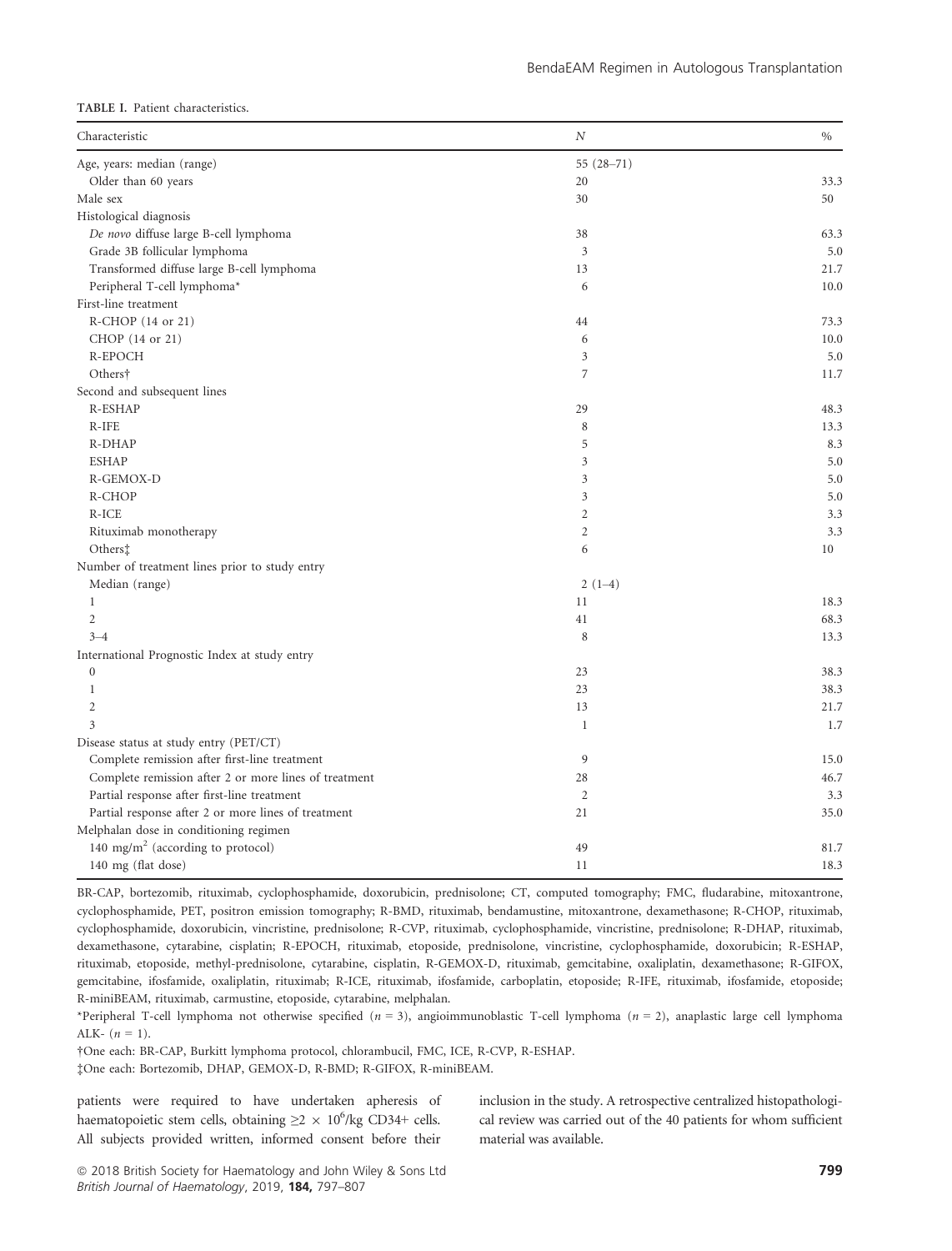TABLE I. Patient characteristics.

| Characteristic | $N$ | % |
|---|---|---|
| Age, years: median (range) | 55 (28–71) | |
| Older than 60 years | 20 | 33.3 |
| Male sex | 30 | 50 |
| Histological diagnosis | | |
| *De novo* diffuse large B-cell lymphoma | 38 | 63.3 |
| Grade 3B follicular lymphoma | 3 | 5.0 |
| Transformed diffuse large B-cell lymphoma | 13 | 21.7 |
| Peripheral T-cell lymphoma* | 6 | 10.0 |
| First-line treatment | | |
| R-CHOP (14 or 21) | 44 | 73.3 |
| CHOP (14 or 21) | 6 | 10.0 |
| R-EPOCH | 3 | 5.0 |
| Others† | 7 | 11.7 |
| Second and subsequent lines | | |
| R-ESHAP | 29 | 48.3 |
| R-IFE | 8 | 13.3 |
| R-DHAP | 5 | 8.3 |
| ESHAP | 3 | 5.0 |
| R-GEMOX-D | 3 | 5.0 |
| R-CHOP | 3 | 5.0 |
| R-ICE | 2 | 3.3 |
| Rituximab monotherapy | 2 | 3.3 |
| Others‡ | 6 | 10 |
| Number of treatment lines prior to study entry | | |
| Median (range) | 2 (1–4) | |
| 1 | 11 | 18.3 |
| 2 | 41 | 68.3 |
| 3–4 | 8 | 13.3 |
| International Prognostic Index at study entry | | |
| 0 | 23 | 38.3 |
| 1 | 23 | 38.3 |
| 2 | 13 | 21.7 |
| 3 | 1 | 1.7 |
| Disease status at study entry (PET/CT) | | |
| Complete remission after first-line treatment | 9 | 15.0 |
| Complete remission after 2 or more lines of treatment | 28 | 46.7 |
| Partial response after first-line treatment | 2 | 3.3 |
| Partial response after 2 or more lines of treatment | 21 | 35.0 |
| Melphalan dose in conditioning regimen | | |
| 140 mg/m$^2$ (according to protocol) | 49 | 81.7 |
| 140 mg (flat dose) | 11 | 18.3 |

BR-CAP, bortezomib, rituximab, cyclophosphamide, doxorubicin, prednisolone; CT, computed tomography; FMC, fludarabine, mitoxantrone, cyclophosphamide, PET, positron emission tomography; R-BMD, rituximab, bendamustine, mitoxantrone, dexamethasone; R-CHOP, rituximab, cyclophosphamide, doxorubicin, vincristine, prednisolone; R-CVP, rituximab, cyclophosphamide, vincristine, prednisolone; R-DHAP, rituximab, dexamethasone, cytarabine, cisplatin; R-EPOCH, rituximab, etoposide, prednisolone, vincristine, cyclophosphamide, doxorubicin; R-ESHAP, rituximab, etoposide, methyl-prednisolone, cytarabine, cisplatin, R-GEMOX-D, rituximab, gemcitabine, oxaliplatin, dexamethasone; R-GIFOX, gemcitabine, ifosfamide, oxaliplatin, rituximab; R-ICE, rituximab, ifosfamide, carboplatin, etoposide; R-IFE, rituximab, ifosfamide, etoposide; R-miniBEAM, rituximab, carmustine, etoposide, cytarabine, melphalan.

*Peripheral T-cell lymphoma not otherwise specified ($n$ = 3), angioimmunoblastic T-cell lymphoma ($n$ = 2), anaplastic large cell lymphoma ALK- ($n$ = 1).

†One each: BR-CAP, Burkitt lymphoma protocol, chlorambucil, FMC, ICE, R-CVP, R-ESHAP.

‡One each: Bortezomib, DHAP, GEMOX-D, R-BMD; R-GIFOX, R-miniBEAM.

patients were required to have undertaken apheresis of haematopoietic stem cells, obtaining $\geq 2 \times 10^6$/kg CD34+ cells. All subjects provided written, informed consent before their inclusion in the study. A retrospective centralized histopathological review was carried out of the 40 patients for whom sufficient material was available.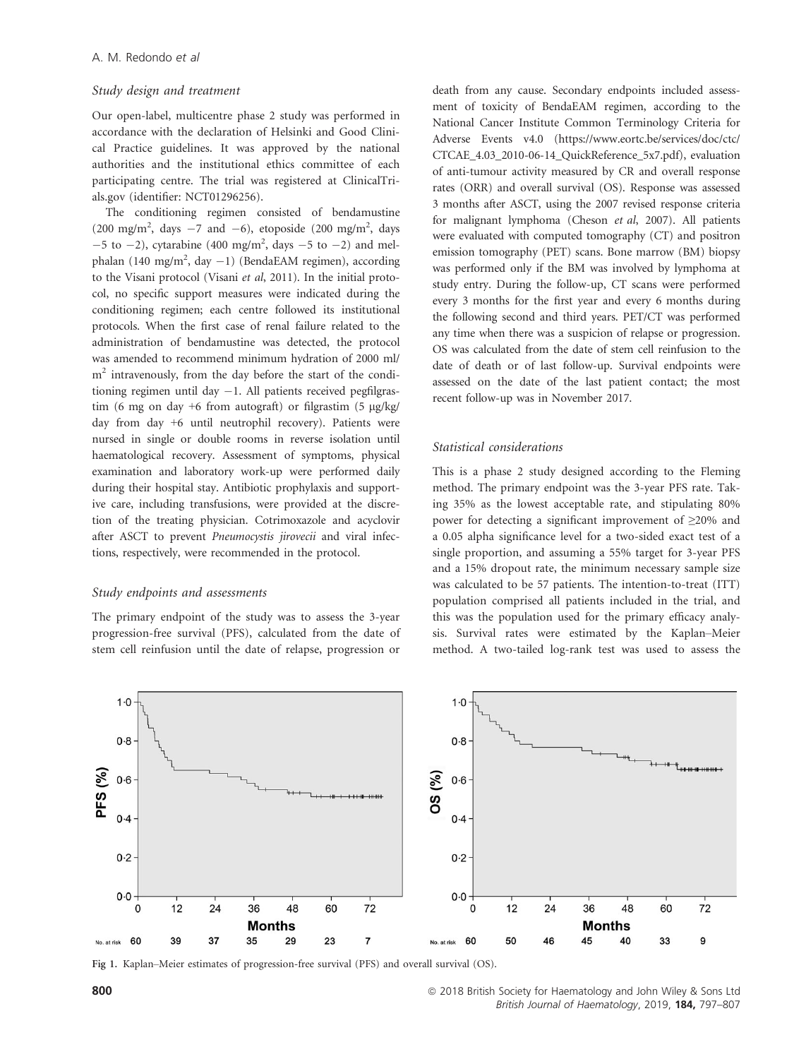### Study design and treatment

Our open-label, multicentre phase 2 study was performed in accordance with the declaration of Helsinki and Good Clinical Practice guidelines. It was approved by the national authorities and the institutional ethics committee of each participating centre. The trial was registered at ClinicalTrials.gov (identifier: NCT01296256).

The conditioning regimen consisted of bendamustine (200 mg/m$^2$, days −7 and −6), etoposide (200 mg/m$^2$, days −5 to −2), cytarabine (400 mg/m$^2$, days −5 to −2) and melphalan (140 mg/m$^2$, day −1) (BendaEAM regimen), according to the Visani protocol (Visani *et al*, 2011). In the initial protocol, no specific support measures were indicated during the conditioning regimen; each centre followed its institutional protocols. When the first case of renal failure related to the administration of bendamustine was detected, the protocol was amended to recommend minimum hydration of 2000 ml/m$^2$ intravenously, from the day before the start of the conditioning regimen until day −1. All patients received pegfilgrastim (6 mg on day +6 from autograft) or filgrastim (5 μg/kg/day from day +6 until neutrophil recovery). Patients were nursed in single or double rooms in reverse isolation until haematological recovery. Assessment of symptoms, physical examination and laboratory work-up were performed daily during their hospital stay. Antibiotic prophylaxis and supportive care, including transfusions, were provided at the discretion of the treating physician. Cotrimoxazole and acyclovir after ASCT to prevent *Pneumocystis jirovecii* and viral infections, respectively, were recommended in the protocol.

### Study endpoints and assessments

The primary endpoint of the study was to assess the 3-year progression-free survival (PFS), calculated from the date of stem cell reinfusion until the date of relapse, progression or death from any cause. Secondary endpoints included assessment of toxicity of BendaEAM regimen, according to the National Cancer Institute Common Terminology Criteria for Adverse Events v4.0 (https://www.eortc.be/services/doc/ctc/CTCAE_4.03_2010-06-14_QuickReference_5x7.pdf), evaluation of anti-tumour activity measured by CR and overall response rates (ORR) and overall survival (OS). Response was assessed 3 months after ASCT, using the 2007 revised response criteria for malignant lymphoma (Cheson *et al*, 2007). All patients were evaluated with computed tomography (CT) and positron emission tomography (PET) scans. Bone marrow (BM) biopsy was performed only if the BM was involved by lymphoma at study entry. During the follow-up, CT scans were performed every 3 months for the first year and every 6 months during the following second and third years. PET/CT was performed any time when there was a suspicion of relapse or progression. OS was calculated from the date of stem cell reinfusion to the date of death or of last follow-up. Survival endpoints were assessed on the date of the last patient contact; the most recent follow-up was in November 2017.

### Statistical considerations

This is a phase 2 study designed according to the Fleming method. The primary endpoint was the 3-year PFS rate. Taking 35% as the lowest acceptable rate, and stipulating 80% power for detecting a significant improvement of ≥20% and a 0.05 alpha significance level for a two-sided exact test of a single proportion, and assuming a 55% target for 3-year PFS and a 15% dropout rate, the minimum necessary sample size was calculated to be 57 patients. The intention-to-treat (ITT) population comprised all patients included in the trial, and this was the population used for the primary efficacy analysis. Survival rates were estimated by the Kaplan–Meier method. A two-tailed log-rank test was used to assess the

Fig 1. Kaplan–Meier estimates of progression-free survival (PFS) and overall survival (OS).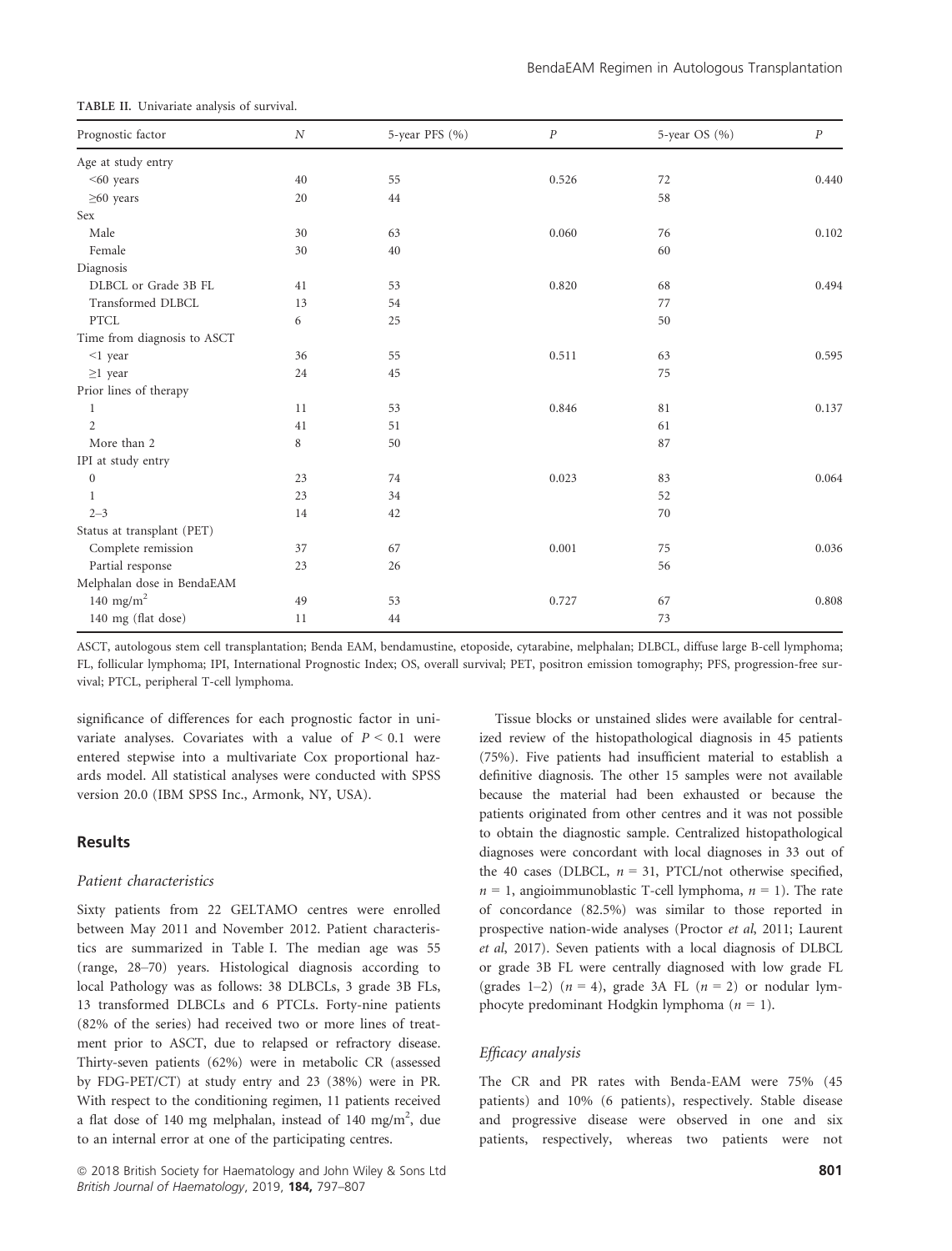TABLE II. Univariate analysis of survival.

| Prognostic factor | N | 5-year PFS (%) | P | 5-year OS (%) | P |
|---|---|---|---|---|---|
| Age at study entry | | | | | |
| <60 years | 40 | 55 | 0.526 | 72 | 0.440 |
| ≥60 years | 20 | 44 | | 58 | |
| Sex | | | | | |
| Male | 30 | 63 | 0.060 | 76 | 0.102 |
| Female | 30 | 40 | | 60 | |
| Diagnosis | | | | | |
| DLBCL or Grade 3B FL | 41 | 53 | 0.820 | 68 | 0.494 |
| Transformed DLBCL | 13 | 54 | | 77 | |
| PTCL | 6 | 25 | | 50 | |
| Time from diagnosis to ASCT | | | | | |
| <1 year | 36 | 55 | 0.511 | 63 | 0.595 |
| ≥1 year | 24 | 45 | | 75 | |
| Prior lines of therapy | | | | | |
| 1 | 11 | 53 | 0.846 | 81 | 0.137 |
| 2 | 41 | 51 | | 61 | |
| More than 2 | 8 | 50 | | 87 | |
| IPI at study entry | | | | | |
| 0 | 23 | 74 | 0.023 | 83 | 0.064 |
| 1 | 23 | 34 | | 52 | |
| 2–3 | 14 | 42 | | 70 | |
| Status at transplant (PET) | | | | | |
| Complete remission | 37 | 67 | 0.001 | 75 | 0.036 |
| Partial response | 23 | 26 | | 56 | |
| Melphalan dose in BendaEAM | | | | | |
| 140 mg/m$^2$ | 49 | 53 | 0.727 | 67 | 0.808 |
| 140 mg (flat dose) | 11 | 44 | | 73 | |

ASCT, autologous stem cell transplantation; Benda EAM, bendamustine, etoposide, cytarabine, melphalan; DLBCL, diffuse large B-cell lymphoma; FL, follicular lymphoma; IPI, International Prognostic Index; OS, overall survival; PET, positron emission tomography; PFS, progression-free survival; PTCL, peripheral T-cell lymphoma.

significance of differences for each prognostic factor in univariate analyses. Covariates with a value of $P < 0.1$ were entered stepwise into a multivariate Cox proportional hazards model. All statistical analyses were conducted with SPSS version 20.0 (IBM SPSS Inc., Armonk, NY, USA).

## Results

### *Patient characteristics*

Sixty patients from 22 GELTAMO centres were enrolled between May 2011 and November 2012. Patient characteristics are summarized in Table I. The median age was 55 (range, 28–70) years. Histological diagnosis according to local Pathology was as follows: 38 DLBCLs, 3 grade 3B FLs, 13 transformed DLBCLs and 6 PTCLs. Forty-nine patients (82% of the series) had received two or more lines of treatment prior to ASCT, due to relapsed or refractory disease. Thirty-seven patients (62%) were in metabolic CR (assessed by FDG-PET/CT) at study entry and 23 (38%) were in PR. With respect to the conditioning regimen, 11 patients received a flat dose of 140 mg melphalan, instead of 140 mg/m$^2$, due to an internal error at one of the participating centres.

Tissue blocks or unstained slides were available for centralized review of the histopathological diagnosis in 45 patients (75%). Five patients had insufficient material to establish a definitive diagnosis. The other 15 samples were not available because the material had been exhausted or because the patients originated from other centres and it was not possible to obtain the diagnostic sample. Centralized histopathological diagnoses were concordant with local diagnoses in 33 out of the 40 cases (DLBCL, $n = 31$, PTCL/not otherwise specified, $n = 1$, angioimmunoblastic T-cell lymphoma, $n = 1$). The rate of concordance (82.5%) was similar to those reported in prospective nation-wide analyses (Proctor *et al*, 2011; Laurent *et al*, 2017). Seven patients with a local diagnosis of DLBCL or grade 3B FL were centrally diagnosed with low grade FL (grades 1–2) ($n = 4$), grade 3A FL ($n = 2$) or nodular lymphocyte predominant Hodgkin lymphoma ($n = 1$).

### *Efficacy analysis*

The CR and PR rates with Benda-EAM were 75% (45 patients) and 10% (6 patients), respectively. Stable disease and progressive disease were observed in one and six patients, respectively, whereas two patients were not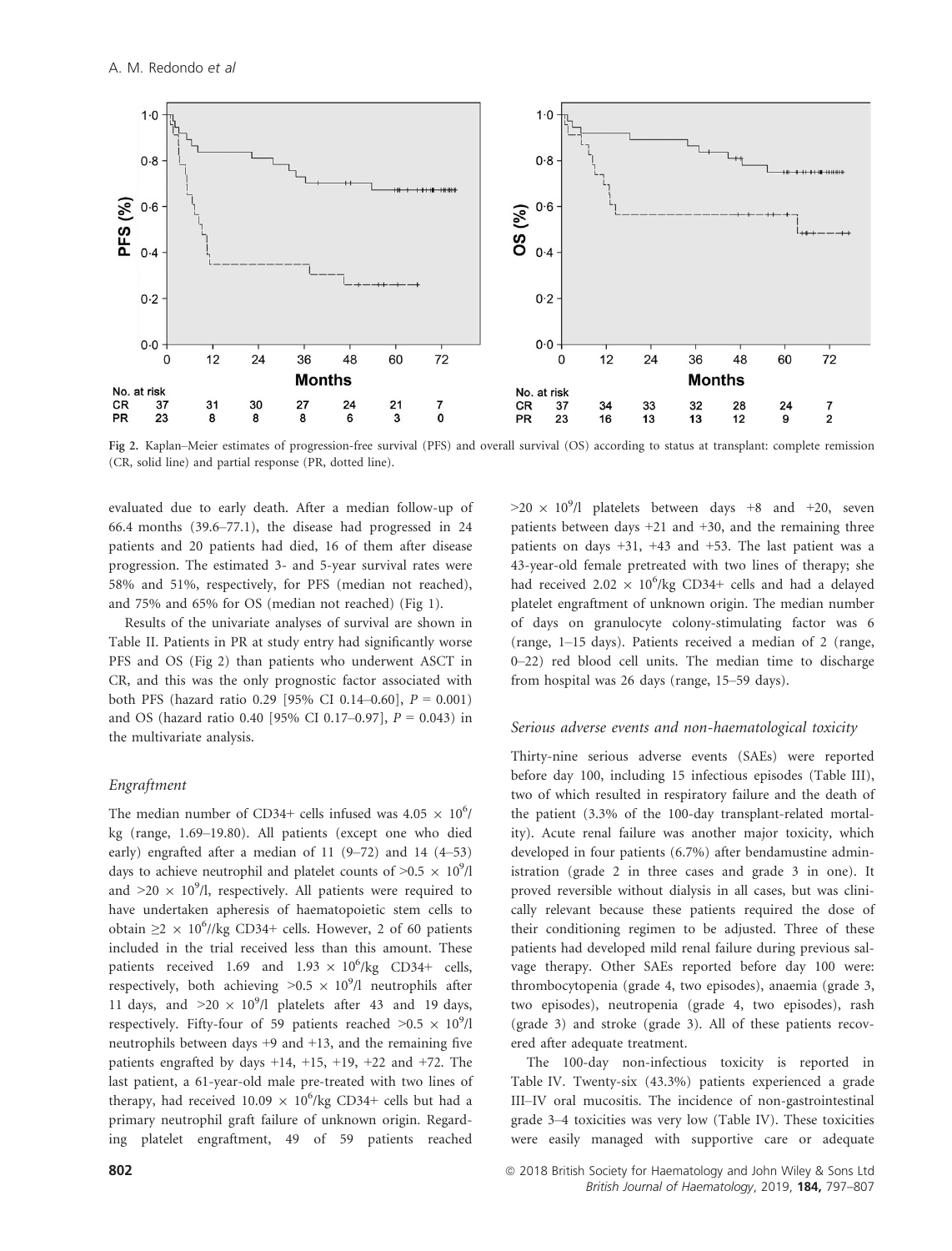Fig 2. Kaplan–Meier estimates of progression-free survival (PFS) and overall survival (OS) according to status at transplant: complete remission (CR, solid line) and partial response (PR, dotted line).

evaluated due to early death. After a median follow-up of 66.4 months (39.6–77.1), the disease had progressed in 24 patients and 20 patients had died, 16 of them after disease progression. The estimated 3- and 5-year survival rates were 58% and 51%, respectively, for PFS (median not reached), and 75% and 65% for OS (median not reached) (Fig 1).

Results of the univariate analyses of survival are shown in Table II. Patients in PR at study entry had significantly worse PFS and OS (Fig 2) than patients who underwent ASCT in CR, and this was the only prognostic factor associated with both PFS (hazard ratio 0.29 [95% CI 0.14–0.60], $P = 0.001$) and OS (hazard ratio 0.40 [95% CI 0.17–0.97], $P = 0.043$) in the multivariate analysis.

### Engraftment

The median number of CD34+ cells infused was $4.05 \times 10^6$/kg (range, 1.69–19.80). All patients (except one who died early) engrafted after a median of 11 (9–72) and 14 (4–53) days to achieve neutrophil and platelet counts of $>0.5 \times 10^9$/l and $>20 \times 10^9$/l, respectively. All patients were required to have undertaken apheresis of haematopoietic stem cells to obtain $\geq 2 \times 10^6$//kg CD34+ cells. However, 2 of 60 patients included in the trial received less than this amount. These patients received 1.69 and $1.93 \times 10^6$/kg CD34+ cells, respectively, both achieving $>0.5 \times 10^9$/l neutrophils after 11 days, and $>20 \times 10^9$/l platelets after 43 and 19 days, respectively. Fifty-four of 59 patients reached $>0.5 \times 10^9$/l neutrophils between days +9 and +13, and the remaining five patients engrafted by days +14, +15, +19, +22 and +72. The last patient, a 61-year-old male pre-treated with two lines of therapy, had received $10.09 \times 10^6$/kg CD34+ cells but had a primary neutrophil graft failure of unknown origin. Regarding platelet engraftment, 49 of 59 patients reached $>20 \times 10^9$/l platelets between days +8 and +20, seven patients between days +21 and +30, and the remaining three patients on days +31, +43 and +53. The last patient was a 43-year-old female pretreated with two lines of therapy; she had received $2.02 \times 10^6$/kg CD34+ cells and had a delayed platelet engraftment of unknown origin. The median number of days on granulocyte colony-stimulating factor was 6 (range, 1–15 days). Patients received a median of 2 (range, 0–22) red blood cell units. The median time to discharge from hospital was 26 days (range, 15–59 days).

### Serious adverse events and non-haematological toxicity

Thirty-nine serious adverse events (SAEs) were reported before day 100, including 15 infectious episodes (Table III), two of which resulted in respiratory failure and the death of the patient (3.3% of the 100-day transplant-related mortality). Acute renal failure was another major toxicity, which developed in four patients (6.7%) after bendamustine administration (grade 2 in three cases and grade 3 in one). It proved reversible without dialysis in all cases, but was clinically relevant because these patients required the dose of their conditioning regimen to be adjusted. Three of these patients had developed mild renal failure during previous salvage therapy. Other SAEs reported before day 100 were: thrombocytopenia (grade 4, two episodes), anaemia (grade 3, two episodes), neutropenia (grade 4, two episodes), rash (grade 3) and stroke (grade 3). All of these patients recovered after adequate treatment.

The 100-day non-infectious toxicity is reported in Table IV. Twenty-six (43.3%) patients experienced a grade III–IV oral mucositis. The incidence of non-gastrointestinal grade 3–4 toxicities was very low (Table IV). These toxicities were easily managed with supportive care or adequate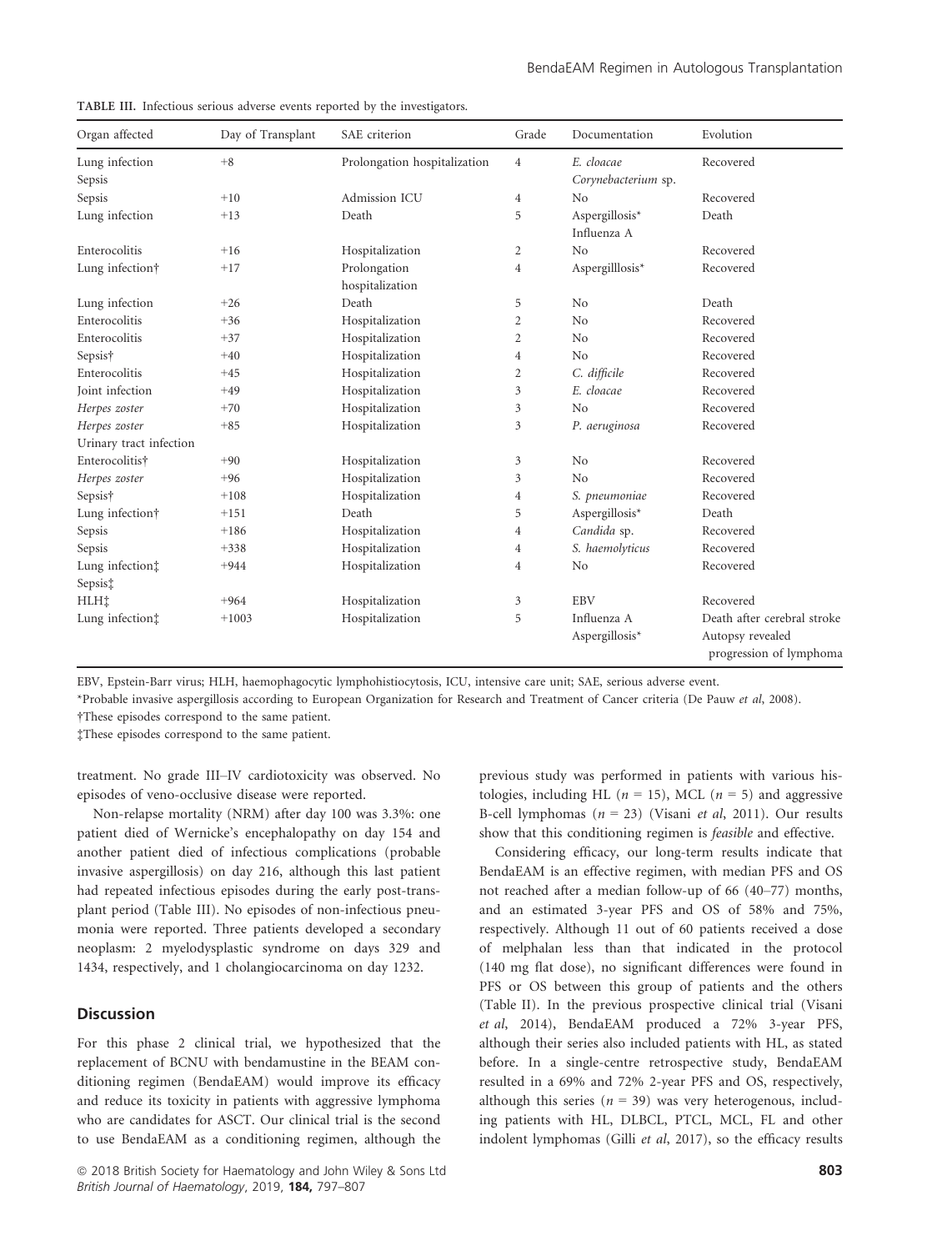TABLE III. Infectious serious adverse events reported by the investigators.

| Organ affected | Day of Transplant | SAE criterion | Grade | Documentation | Evolution |
|---|---|---|---|---|---|
| Lung infection<br>Sepsis | +8 | Prolongation hospitalization | 4 | *E. cloacae*<br>*Corynebacterium* sp. | Recovered |
| Sepsis | +10 | Admission ICU | 4 | No | Recovered |
| Lung infection | +13 | Death | 5 | Aspergillosis*<br>Influenza A | Death |
| Enterocolitis | +16 | Hospitalization | 2 | No | Recovered |
| Lung infection† | +17 | Prolongation hospitalization | 4 | Aspergilllosis* | Recovered |
| Lung infection | +26 | Death | 5 | No | Death |
| Enterocolitis | +36 | Hospitalization | 2 | No | Recovered |
| Enterocolitis | +37 | Hospitalization | 2 | No | Recovered |
| Sepsis† | +40 | Hospitalization | 4 | No | Recovered |
| Enterocolitis | +45 | Hospitalization | 2 | *C. difficile* | Recovered |
| Joint infection | +49 | Hospitalization | 3 | *E. cloacae* | Recovered |
| *Herpes zoster* | +70 | Hospitalization | 3 | No | Recovered |
| *Herpes zoster*<br>Urinary tract infection | +85 | Hospitalization | 3 | *P. aeruginosa* | Recovered |
| Enterocolitis† | +90 | Hospitalization | 3 | No | Recovered |
| *Herpes zoster* | +96 | Hospitalization | 3 | No | Recovered |
| Sepsis† | +108 | Hospitalization | 4 | *S. pneumoniae* | Recovered |
| Lung infection† | +151 | Death | 5 | Aspergillosis* | Death |
| Sepsis | +186 | Hospitalization | 4 | *Candida* sp. | Recovered |
| Sepsis | +338 | Hospitalization | 4 | *S. haemolyticus* | Recovered |
| Lung infection‡<br>Sepsis‡ | +944 | Hospitalization | 4 | No | Recovered |
| HLH‡ | +964 | Hospitalization | 3 | EBV | Recovered |
| Lung infection‡ | +1003 | Hospitalization | 5 | Influenza A<br>Aspergillosis* | Death after cerebral stroke<br>Autopsy revealed progression of lymphoma |

EBV, Epstein-Barr virus; HLH, haemophagocytic lymphohistiocytosis, ICU, intensive care unit; SAE, serious adverse event.

*Probable invasive aspergillosis according to European Organization for Research and Treatment of Cancer criteria (De Pauw *et al*, 2008).

†These episodes correspond to the same patient.

‡These episodes correspond to the same patient.

treatment. No grade III–IV cardiotoxicity was observed. No episodes of veno-occlusive disease were reported.

Non-relapse mortality (NRM) after day 100 was 3.3%: one patient died of Wernicke's encephalopathy on day 154 and another patient died of infectious complications (probable invasive aspergillosis) on day 216, although this last patient had repeated infectious episodes during the early post-transplant period (Table III). No episodes of non-infectious pneumonia were reported. Three patients developed a secondary neoplasm: 2 myelodysplastic syndrome on days 329 and 1434, respectively, and 1 cholangiocarcinoma on day 1232.

## Discussion

For this phase 2 clinical trial, we hypothesized that the replacement of BCNU with bendamustine in the BEAM conditioning regimen (BendaEAM) would improve its efficacy and reduce its toxicity in patients with aggressive lymphoma who are candidates for ASCT. Our clinical trial is the second to use BendaEAM as a conditioning regimen, although the previous study was performed in patients with various histologies, including HL ($n$ = 15), MCL ($n$ = 5) and aggressive B-cell lymphomas ($n$ = 23) (Visani *et al*, 2011). Our results show that this conditioning regimen is *feasible* and effective.

Considering efficacy, our long-term results indicate that BendaEAM is an effective regimen, with median PFS and OS not reached after a median follow-up of 66 (40–77) months, and an estimated 3-year PFS and OS of 58% and 75%, respectively. Although 11 out of 60 patients received a dose of melphalan less than that indicated in the protocol (140 mg flat dose), no significant differences were found in PFS or OS between this group of patients and the others (Table II). In the previous prospective clinical trial (Visani *et al*, 2014), BendaEAM produced a 72% 3-year PFS, although their series also included patients with HL, as stated before. In a single-centre retrospective study, BendaEAM resulted in a 69% and 72% 2-year PFS and OS, respectively, although this series ($n$ = 39) was very heterogenous, including patients with HL, DLBCL, PTCL, MCL, FL and other indolent lymphomas (Gilli *et al*, 2017), so the efficacy results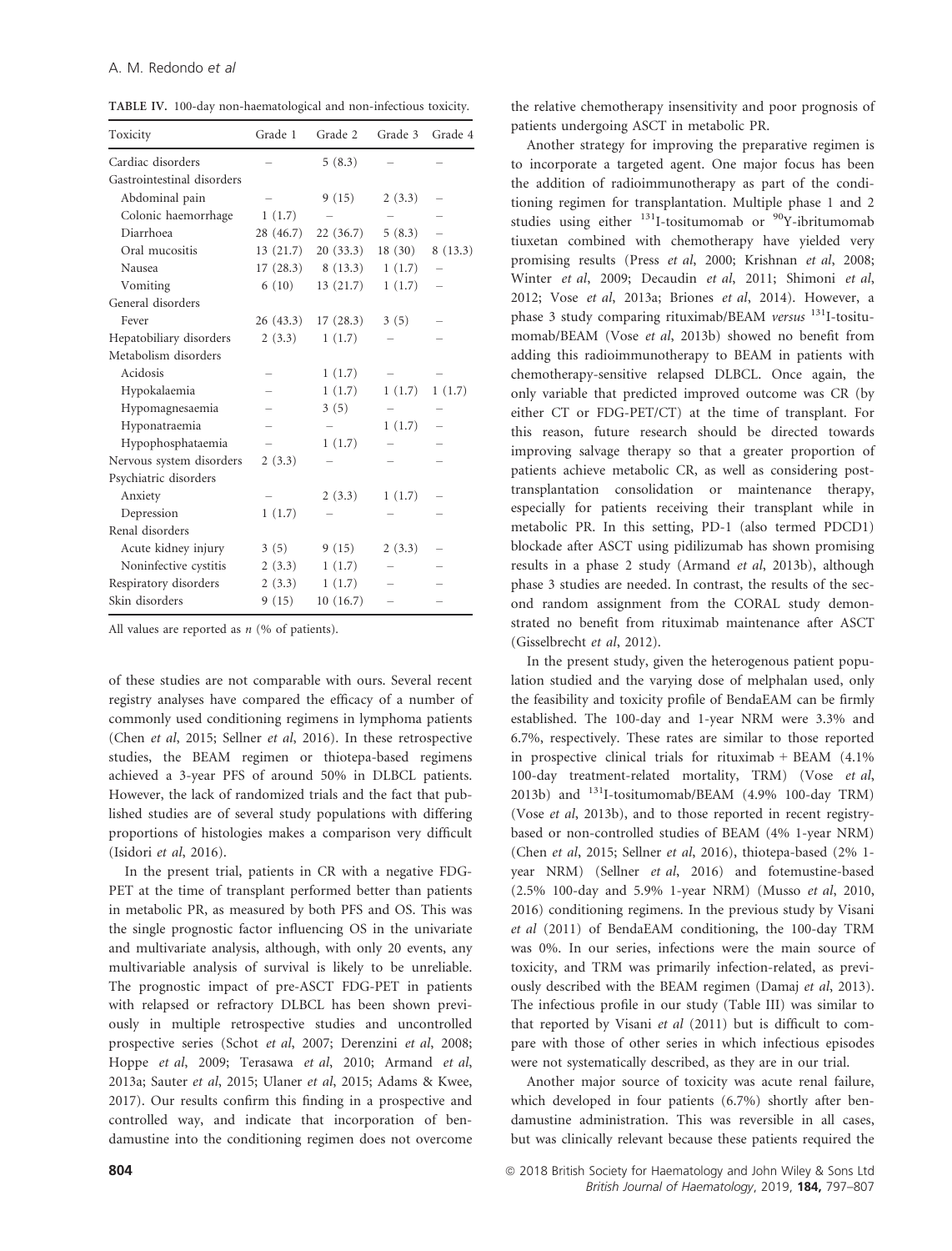**TABLE IV.** 100-day non-haematological and non-infectious toxicity.

| Toxicity | Grade 1 | Grade 2 | Grade 3 | Grade 4 |
|---|---|---|---|---|
| Cardiac disorders | – | 5 (8.3) | – | – |
| Gastrointestinal disorders | | | | |
| Abdominal pain | – | 9 (15) | 2 (3.3) | – |
| Colonic haemorrhage | 1 (1.7) | – | – | – |
| Diarrhoea | 28 (46.7) | 22 (36.7) | 5 (8.3) | – |
| Oral mucositis | 13 (21.7) | 20 (33.3) | 18 (30) | 8 (13.3) |
| Nausea | 17 (28.3) | 8 (13.3) | 1 (1.7) | – |
| Vomiting | 6 (10) | 13 (21.7) | 1 (1.7) | – |
| General disorders | | | | |
| Fever | 26 (43.3) | 17 (28.3) | 3 (5) | – |
| Hepatobiliary disorders | 2 (3.3) | 1 (1.7) | – | – |
| Metabolism disorders | | | | |
| Acidosis | – | 1 (1.7) | – | – |
| Hypokalaemia | – | 1 (1.7) | 1 (1.7) | 1 (1.7) |
| Hypomagnesaemia | – | 3 (5) | – | – |
| Hyponatraemia | – | – | 1 (1.7) | – |
| Hypophosphataemia | – | 1 (1.7) | – | – |
| Nervous system disorders | 2 (3.3) | – | – | – |
| Psychiatric disorders | | | | |
| Anxiety | – | 2 (3.3) | 1 (1.7) | – |
| Depression | 1 (1.7) | – | – | – |
| Renal disorders | | | | |
| Acute kidney injury | 3 (5) | 9 (15) | 2 (3.3) | – |
| Noninfective cystitis | 2 (3.3) | 1 (1.7) | – | – |
| Respiratory disorders | 2 (3.3) | 1 (1.7) | – | – |
| Skin disorders | 9 (15) | 10 (16.7) | – | – |

All values are reported as *n* (% of patients).

of these studies are not comparable with ours. Several recent registry analyses have compared the efficacy of a number of commonly used conditioning regimens in lymphoma patients (Chen *et al*, 2015; Sellner *et al*, 2016). In these retrospective studies, the BEAM regimen or thiotepa-based regimens achieved a 3-year PFS of around 50% in DLBCL patients. However, the lack of randomized trials and the fact that published studies are of several study populations with differing proportions of histologies makes a comparison very difficult (Isidori *et al*, 2016).

In the present trial, patients in CR with a negative FDG-PET at the time of transplant performed better than patients in metabolic PR, as measured by both PFS and OS. This was the single prognostic factor influencing OS in the univariate and multivariate analysis, although, with only 20 events, any multivariable analysis of survival is likely to be unreliable. The prognostic impact of pre-ASCT FDG-PET in patients with relapsed or refractory DLBCL has been shown previously in multiple retrospective studies and uncontrolled prospective series (Schot *et al*, 2007; Derenzini *et al*, 2008; Hoppe *et al*, 2009; Terasawa *et al*, 2010; Armand *et al*, 2013a; Sauter *et al*, 2015; Ulaner *et al*, 2015; Adams & Kwee, 2017). Our results confirm this finding in a prospective and controlled way, and indicate that incorporation of bendamustine into the conditioning regimen does not overcome the relative chemotherapy insensitivity and poor prognosis of patients undergoing ASCT in metabolic PR.

Another strategy for improving the preparative regimen is to incorporate a targeted agent. One major focus has been the addition of radioimmunotherapy as part of the conditioning regimen for transplantation. Multiple phase 1 and 2 studies using either $^{131}$I-tositumomab or $^{90}$Y-ibritumomab tiuxetan combined with chemotherapy have yielded very promising results (Press *et al*, 2000; Krishnan *et al*, 2008; Winter *et al*, 2009; Decaudin *et al*, 2011; Shimoni *et al*, 2012; Vose *et al*, 2013a; Briones *et al*, 2014). However, a phase 3 study comparing rituximab/BEAM *versus* $^{131}$I-tositumomab/BEAM (Vose *et al*, 2013b) showed no benefit from adding this radioimmunotherapy to BEAM in patients with chemotherapy-sensitive relapsed DLBCL. Once again, the only variable that predicted improved outcome was CR (by either CT or FDG-PET/CT) at the time of transplant. For this reason, future research should be directed towards improving salvage therapy so that a greater proportion of patients achieve metabolic CR, as well as considering post-transplantation consolidation or maintenance therapy, especially for patients receiving their transplant while in metabolic PR. In this setting, PD-1 (also termed PDCD1) blockade after ASCT using pidilizumab has shown promising results in a phase 2 study (Armand *et al*, 2013b), although phase 3 studies are needed. In contrast, the results of the second random assignment from the CORAL study demonstrated no benefit from rituximab maintenance after ASCT (Gisselbrecht *et al*, 2012).

In the present study, given the heterogenous patient population studied and the varying dose of melphalan used, only the feasibility and toxicity profile of BendaEAM can be firmly established. The 100-day and 1-year NRM were 3.3% and 6.7%, respectively. These rates are similar to those reported in prospective clinical trials for rituximab + BEAM (4.1% 100-day treatment-related mortality, TRM) (Vose *et al*, 2013b) and $^{131}$I-tositumomab/BEAM (4.9% 100-day TRM) (Vose *et al*, 2013b), and to those reported in recent registry-based or non-controlled studies of BEAM (4% 1-year NRM) (Chen *et al*, 2015; Sellner *et al*, 2016), thiotepa-based (2% 1-year NRM) (Sellner *et al*, 2016) and fotemustine-based (2.5% 100-day and 5.9% 1-year NRM) (Musso *et al*, 2010, 2016) conditioning regimens. In the previous study by Visani *et al* (2011) of BendaEAM conditioning, the 100-day TRM was 0%. In our series, infections were the main source of toxicity, and TRM was primarily infection-related, as previously described with the BEAM regimen (Damaj *et al*, 2013). The infectious profile in our study (Table III) was similar to that reported by Visani *et al* (2011) but is difficult to compare with those of other series in which infectious episodes were not systematically described, as they are in our trial.

Another major source of toxicity was acute renal failure, which developed in four patients (6.7%) shortly after bendamustine administration. This was reversible in all cases, but was clinically relevant because these patients required the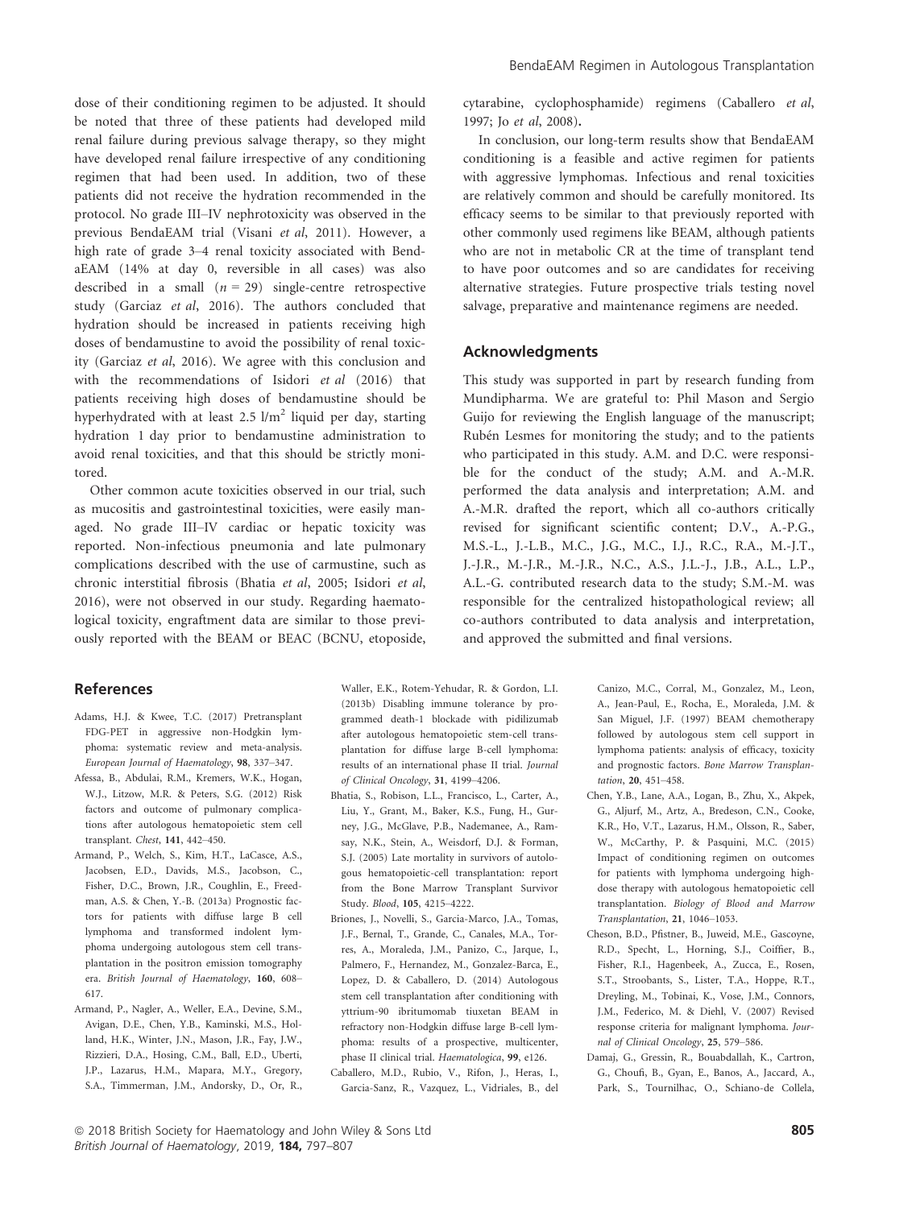dose of their conditioning regimen to be adjusted. It should be noted that three of these patients had developed mild renal failure during previous salvage therapy, so they might have developed renal failure irrespective of any conditioning regimen that had been used. In addition, two of these patients did not receive the hydration recommended in the protocol. No grade III–IV nephrotoxicity was observed in the previous BendaEAM trial (Visani *et al*, 2011). However, a high rate of grade 3–4 renal toxicity associated with BendaEAM (14% at day 0, reversible in all cases) was also described in a small ($n = 29$) single-centre retrospective study (Garciaz *et al*, 2016). The authors concluded that hydration should be increased in patients receiving high doses of bendamustine to avoid the possibility of renal toxicity (Garciaz *et al*, 2016). We agree with this conclusion and with the recommendations of Isidori *et al* (2016) that patients receiving high doses of bendamustine should be hyperhydrated with at least 2.5 $l/m^2$ liquid per day, starting hydration 1 day prior to bendamustine administration to avoid renal toxicities, and that this should be strictly monitored.

Other common acute toxicities observed in our trial, such as mucositis and gastrointestinal toxicities, were easily managed. No grade III–IV cardiac or hepatic toxicity was reported. Non-infectious pneumonia and late pulmonary complications described with the use of carmustine, such as chronic interstitial fibrosis (Bhatia *et al*, 2005; Isidori *et al*, 2016), were not observed in our study. Regarding haematological toxicity, engraftment data are similar to those previously reported with the BEAM or BEAC (BCNU, etoposide, cytarabine, cyclophosphamide) regimens (Caballero *et al*, 1997; Jo *et al*, 2008).

In conclusion, our long-term results show that BendaEAM conditioning is a feasible and active regimen for patients with aggressive lymphomas. Infectious and renal toxicities are relatively common and should be carefully monitored. Its efficacy seems to be similar to that previously reported with other commonly used regimens like BEAM, although patients who are not in metabolic CR at the time of transplant tend to have poor outcomes and so are candidates for receiving alternative strategies. Future prospective trials testing novel salvage, preparative and maintenance regimens are needed.

## Acknowledgments

This study was supported in part by research funding from Mundipharma. We are grateful to: Phil Mason and Sergio Guijo for reviewing the English language of the manuscript; Rubén Lesmes for monitoring the study; and to the patients who participated in this study. A.M. and D.C. were responsible for the conduct of the study; A.M. and A.-M.R. performed the data analysis and interpretation; A.M. and A.-M.R. drafted the report, which all co-authors critically revised for significant scientific content; D.V., A.-P.G., M.S.-L., J.-L.B., M.C., J.G., M.C., I.J., R.C., R.A., M.-J.T., J.-J.R., M.-J.R., M.-J.R., N.C., A.S., J.L.-J., J.B., A.L., L.P., A.L.-G. contributed research data to the study; S.M.-M. was responsible for the centralized histopathological review; all co-authors contributed to data analysis and interpretation, and approved the submitted and final versions.

## References

Adams, H.J. & Kwee, T.C. (2017) Pretransplant FDG-PET in aggressive non-Hodgkin lymphoma: systematic review and meta-analysis. *European Journal of Haematology*, **98**, 337–347.

Afessa, B., Abdulai, R.M., Kremers, W.K., Hogan, W.J., Litzow, M.R. & Peters, S.G. (2012) Risk factors and outcome of pulmonary complications after autologous hematopoietic stem cell transplant. *Chest*, **141**, 442–450.

Armand, P., Welch, S., Kim, H.T., LaCasce, A.S., Jacobsen, E.D., Davids, M.S., Jacobson, C., Fisher, D.C., Brown, J.R., Coughlin, E., Freedman, A.S. & Chen, Y.-B. (2013a) Prognostic factors for patients with diffuse large B cell lymphoma and transformed indolent lymphoma undergoing autologous stem cell transplantation in the positron emission tomography era. *British Journal of Haematology*, **160**, 608–617.

Armand, P., Nagler, A., Weller, E.A., Devine, S.M., Avigan, D.E., Chen, Y.B., Kaminski, M.S., Holland, H.K., Winter, J.N., Mason, J.R., Fay, J.W., Rizzieri, D.A., Hosing, C.M., Ball, E.D., Uberti, J.P., Lazarus, H.M., Mapara, M.Y., Gregory, S.A., Timmerman, J.M., Andorsky, D., Or, R., Waller, E.K., Rotem-Yehudar, R. & Gordon, L.I. (2013b) Disabling immune tolerance by programmed death-1 blockade with pidilizumab after autologous hematopoietic stem-cell transplantation for diffuse large B-cell lymphoma: results of an international phase II trial. *Journal of Clinical Oncology*, **31**, 4199–4206.

Bhatia, S., Robison, L.L., Francisco, L., Carter, A., Liu, Y., Grant, M., Baker, K.S., Fung, H., Gurney, J.G., McGlave, P.B., Nademanee, A., Ramsay, N.K., Stein, A., Weisdorf, D.J. & Forman, S.J. (2005) Late mortality in survivors of autologous hematopoietic-cell transplantation: report from the Bone Marrow Transplant Survivor Study. *Blood*, **105**, 4215–4222.

Briones, J., Novelli, S., Garcia-Marco, J.A., Tomas, J.F., Bernal, T., Grande, C., Canales, M.A., Torres, A., Moraleda, J.M., Panizo, C., Jarque, I., Palmero, F., Hernandez, M., Gonzalez-Barca, E., Lopez, D. & Caballero, D. (2014) Autologous stem cell transplantation after conditioning with yttrium-90 ibritumomab tiuxetan BEAM in refractory non-Hodgkin diffuse large B-cell lymphoma: results of a prospective, multicenter, phase II clinical trial. *Haematologica*, **99**, e126.

Caballero, M.D., Rubio, V., Rifon, J., Heras, I., Garcia-Sanz, R., Vazquez, L., Vidriales, B., del Canizo, M.C., Corral, M., Gonzalez, M., Leon, A., Jean-Paul, E., Rocha, E., Moraleda, J.M. & San Miguel, J.F. (1997) BEAM chemotherapy followed by autologous stem cell support in lymphoma patients: analysis of efficacy, toxicity and prognostic factors. *Bone Marrow Transplantation*, **20**, 451–458.

Chen, Y.B., Lane, A.A., Logan, B., Zhu, X., Akpek, G., Aljurf, M., Artz, A., Bredeson, C.N., Cooke, K.R., Ho, V.T., Lazarus, H.M., Olsson, R., Saber, W., McCarthy, P. & Pasquini, M.C. (2015) Impact of conditioning regimen on outcomes for patients with lymphoma undergoing high-dose therapy with autologous hematopoietic cell transplantation. *Biology of Blood and Marrow Transplantation*, **21**, 1046–1053.

Cheson, B.D., Pfistner, B., Juweid, M.E., Gascoyne, R.D., Specht, L., Horning, S.J., Coiffier, B., Fisher, R.I., Hagenbeek, A., Zucca, E., Rosen, S.T., Stroobants, S., Lister, T.A., Hoppe, R.T., Dreyling, M., Tobinai, K., Vose, J.M., Connors, J.M., Federico, M. & Diehl, V. (2007) Revised response criteria for malignant lymphoma. *Journal of Clinical Oncology*, **25**, 579–586.

Damaj, G., Gressin, R., Bouabdallah, K., Cartron, G., Choufi, B., Gyan, E., Banos, A., Jaccard, A., Park, S., Tournilhac, O., Schiano-de Collela,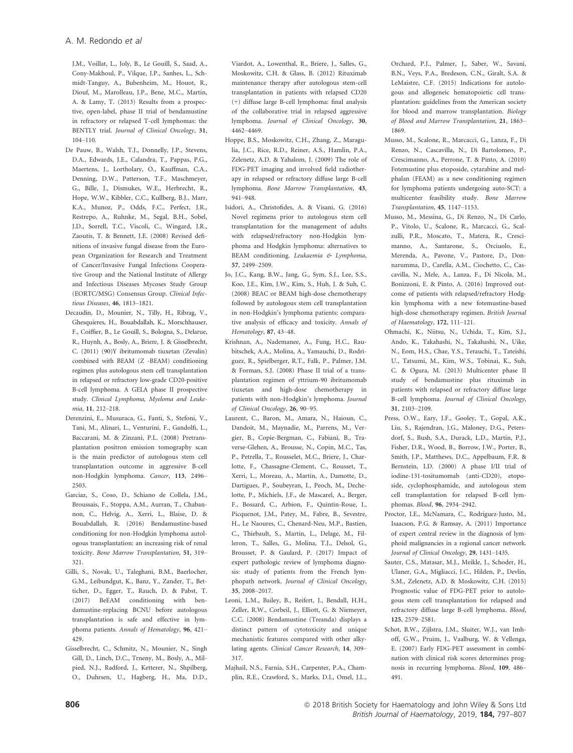J.M., Voillat, L., Joly, B., Le Gouill, S., Saad, A., Cony-Makhoul, P., Vilque, J.P., Sanhes, L., Schmidt-Tanguy, A., Bubenheim, M., Houot, R., Diouf, M., Marolleau, J.P., Bene, M.C., Martin, A. & Lamy, T. (2013) Results from a prospective, open-label, phase II trial of bendamustine in refractory or relapsed T-cell lymphomas: the BENTLY trial. *Journal of Clinical Oncology*, **31**, 104–110.

De Pauw, B., Walsh, T.J., Donnelly, J.P., Stevens, D.A., Edwards, J.E., Calandra, T., Pappas, P.G., Maertens, J., Lortholary, O., Kauffman, C.A., Denning, D.W., Patterson, T.F., Maschmeyer, G., Bille, J., Dismukes, W.E., Herbrecht, R., Hope, W.W., Kibbler, C.C., Kullberg, B.J., Marr, K.A., Munoz, P., Odds, F.C., Perfect, J.R., Restrepo, A., Ruhnke, M., Segal, B.H., Sobel, J.D., Sorrell, T.C., Viscoli, C., Wingard, J.R., Zaoutis, T. & Bennett, J.E. (2008) Revised definitions of invasive fungal disease from the European Organization for Research and Treatment of Cancer/Invasive Fungal Infections Cooperative Group and the National Institute of Allergy and Infectious Diseases Mycoses Study Group (EORTC/MSG) Consensus Group. *Clinical Infectious Diseases*, **46**, 1813–1821.

Decaudin, D., Mounier, N., Tilly, H., Ribrag, V., Ghesquieres, H., Bouabdallah, K., Morschhauser, F., Coiffier, B., Le Gouill, S., Bologna, S., Delarue, R., Huynh, A., Bosly, A., Briere, J. & Gisselbrecht, C. (2011) (90)Y ibritumomab tiuxetan (Zevalin) combined with BEAM (Z -BEAM) conditioning regimen plus autologous stem cell transplantation in relapsed or refractory low-grade CD20-positive B-cell lymphoma. A GELA phase II prospective study. *Clinical Lymphoma, Myeloma and Leukemia*, **11**, 212–218.

Derenzini, E., Musuraca, G., Fanti, S., Stefoni, V., Tani, M., Alinari, L., Venturini, F., Gandolfi, L., Baccarani, M. & Zinzani, P.L. (2008) Pretransplantation positron emission tomography scan is the main predictor of autologous stem cell transplantation outcome in aggressive B-cell non-Hodgkin lymphoma. *Cancer*, **113**, 2496–2503.

Garciaz, S., Coso, D., Schiano de Collela, J.M., Broussais, F., Stoppa, A.M., Aurran, T., Chabannon, C., Helvig, A., Xerri, L., Blaise, D. & Bouabdallah, R. (2016) Bendamustine-based conditioning for non-Hodgkin lymphoma autologous transplantation: an increasing risk of renal toxicity. *Bone Marrow Transplantation*, **51**, 319–321.

Gilli, S., Novak, U., Taleghani, B.M., Baerlocher, G.M., Leibundgut, K., Banz, Y., Zander, T., Betticher, D., Egger, T., Rauch, D. & Pabst, T. (2017) BeEAM conditioning with bendamustine-replacing BCNU before autologous transplantation is safe and effective in lymphoma patients. *Annals of Hematology*, **96**, 421–429.

Gisselbrecht, C., Schmitz, N., Mounier, N., Singh Gill, D., Linch, D.C., Trneny, M., Bosly, A., Milpied, N.J., Radford, J., Ketterer, N., Shpilberg, O., Duhrsen, U., Hagberg, H., Ma, D.D., Viardot, A., Lowenthal, R., Briere, J., Salles, G., Moskowitz, C.H. & Glass, B. (2012) Rituximab maintenance therapy after autologous stem-cell transplantation in patients with relapsed CD20 (+) diffuse large B-cell lymphoma: final analysis of the collaborative trial in relapsed aggressive lymphoma. *Journal of Clinical Oncology*, **30**, 4462–4469.

Hoppe, B.S., Moskowitz, C.H., Zhang, Z., Maragulia, J.C., Rice, R.D., Reiner, A.S., Hamlin, P.A., Zelenetz, A.D. & Yahalom, J. (2009) The role of FDG-PET imaging and involved field radiotherapy in relapsed or refractory diffuse large B-cell lymphoma. *Bone Marrow Transplantation*, **43**, 941–948.

Isidori, A., Christofides, A. & Visani, G. (2016) Novel regimens prior to autologous stem cell transplantation for the management of adults with relapsed/refractory non-Hodgkin lymphoma and Hodgkin lymphoma: alternatives to BEAM conditioning. *Leukaemia & Lymphoma*, **57**, 2499–2509.

Jo, J.C., Kang, B.W., Jang, G., Sym, S.J., Lee, S.S., Koo, J.E., Kim, J.W., Kim, S., Huh, J. & Suh, C. (2008) BEAC or BEAM high-dose chemotherapy followed by autologous stem cell transplantation in non-Hodgkin's lymphoma patients: comparative analysis of efficacy and toxicity. *Annals of Hematology*, **87**, 43–48.

Krishnan, A., Nademanee, A., Fung, H.C., Raubitschek, A.A., Molina, A., Yamauchi, D., Rodriguez, R., Spielberger, R.T., Falk, P., Palmer, J.M. & Forman, S.J. (2008) Phase II trial of a transplantation regimen of yttrium-90 ibritumomab tiuxetan and high-dose chemotherapy in patients with non-Hodgkin's lymphoma. *Journal of Clinical Oncology*, **26**, 90–95.

Laurent, C., Baron, M., Amara, N., Haioun, C., Dandoit, M., Maynadie, M., Parrens, M., Vergier, B., Copie-Bergman, C., Fabiani, B., Traverse-Glehen, A., Brousse, N., Copin, M.C., Tas, P., Petrella, T., Rousselet, M.C., Briere, J., Charlotte, F., Chassagne-Clement, C., Rousset, T., Xerri, L., Moreau, A., Martin, A., Damotte, D., Dartigues, P., Soubeyran, I., Peoch, M., Dechelotte, P., Michiels, J.F., de Mascarel, A., Berger, F., Bossard, C., Arbion, F., Quintin-Roue, I., Picquenot, J.M., Patey, M., Fabre, B., Sevestre, H., Le Naoures, C., Chenard-Neu, M.P., Bastien, C., Thiebault, S., Martin, L., Delage, M., Filleron, T., Salles, G., Molina, T.J., Delsol, G., Brousset, P. & Gaulard, P. (2017) Impact of expert pathologic review of lymphoma diagnosis: study of patients from the French lymphopath network. *Journal of Clinical Oncology*, **35**, 2008–2017.

Leoni, L.M., Bailey, B., Reifert, J., Bendall, H.H., Zeller, R.W., Corbeil, J., Elliott, G. & Niemeyer, C.C. (2008) Bendamustine (Treanda) displays a distinct pattern of cytotoxicity and unique mechanistic features compared with other alkylating agents. *Clinical Cancer Research*, **14**, 309–317.

Majhail, N.S., Farnia, S.H., Carpenter, P.A., Champlin, R.E., Crawford, S., Marks, D.I., Omel, J.L., Orchard, P.J., Palmer, J., Saber, W., Savani, B.N., Veys, P.A., Bredeson, C.N., Giralt, S.A. & LeMaistre, C.F. (2015) Indications for autologous and allogeneic hematopoietic cell transplantation: guidelines from the American society for blood and marrow transplantation. *Biology of Blood and Marrow Transplantation*, **21**, 1863–1869.

Musso, M., Scalone, R., Marcacci, G., Lanza, F., Di Renzo, N., Cascavilla, N., Di Bartolomeo, P., Crescimanno, A., Perrone, T. & Pinto, A. (2010) Fotemustine plus etoposide, cytarabine and melphalan (FEAM) as a new conditioning regimen for lymphoma patients undergoing auto-SCT: a multicenter feasibility study. *Bone Marrow Transplantation*, **45**, 1147–1153.

Musso, M., Messina, G., Di Renzo, N., Di Carlo, P., Vitolo, U., Scalone, R., Marcacci, G., Scalzulli, P.R., Moscato, T., Matera, R., Crescimanno, A., Santarone, S., Orciuolo, E., Merenda, A., Pavone, V., Pastore, D., Donnarumma, D., Carella, A.M., Ciochetto, C., Cascavilla, N., Mele, A., Lanza, F., Di Nicola, M., Bonizzoni, E. & Pinto, A. (2016) Improved outcome of patients with relapsed/refractory Hodgkin lymphoma with a new fotemustine-based high-dose chemotherapy regimen. *British Journal of Haematology*, **172**, 111–121.

Ohmachi, K., Niitsu, N., Uchida, T., Kim, S.J., Ando, K., Takahashi, N., Takahashi, N., Uike, N., Eom, H.S., Chae, Y.S., Terauchi, T., Tateishi, U., Tatsumi, M., Kim, W.S., Tobinai, K., Suh, C. & Ogura, M. (2013) Multicenter phase II study of bendamustine plus rituximab in patients with relapsed or refractory diffuse large B-cell lymphoma. *Journal of Clinical Oncology*, **31**, 2103–2109.

Press, O.W., Eary, J.F., Gooley, T., Gopal, A.K., Liu, S., Rajendran, J.G., Maloney, D.G., Petersdorf, S., Bush, S.A., Durack, L.D., Martin, P.J., Fisher, D.R., Wood, B., Borrow, J.W., Porter, B., Smith, J.P., Matthews, D.C., Appelbaum, F.R. & Bernstein, I.D. (2000) A phase I/II trial of iodine-131-tositumomab (anti-CD20), etoposide, cyclophosphamide, and autologous stem cell transplantation for relapsed B-cell lymphomas. *Blood*, **96**, 2934–2942.

Proctor, I.E., McNamara, C., Rodriguez-Justo, M., Isaacson, P.G. & Ramsay, A. (2011) Importance of expert central review in the diagnosis of lymphoid malignancies in a regional cancer network. *Journal of Clinical Oncology*, **29**, 1431–1435.

Sauter, C.S., Matasar, M.J., Meikle, J., Schoder, H., Ulaner, G.A., Migliacci, J.C., Hilden, P., Devlin, S.M., Zelenetz, A.D. & Moskowitz, C.H. (2015) Prognostic value of FDG-PET prior to autologous stem cell transplantation for relapsed and refractory diffuse large B-cell lymphoma. *Blood*, **125**, 2579–2581.

Schot, B.W., Zijlstra, J.M., Sluiter, W.J., van Imhoff, G.W., Pruim, J., Vaalburg, W. & Vellenga, E. (2007) Early FDG-PET assessment in combination with clinical risk scores determines prognosis in recurring lymphoma. *Blood*, **109**, 486–491.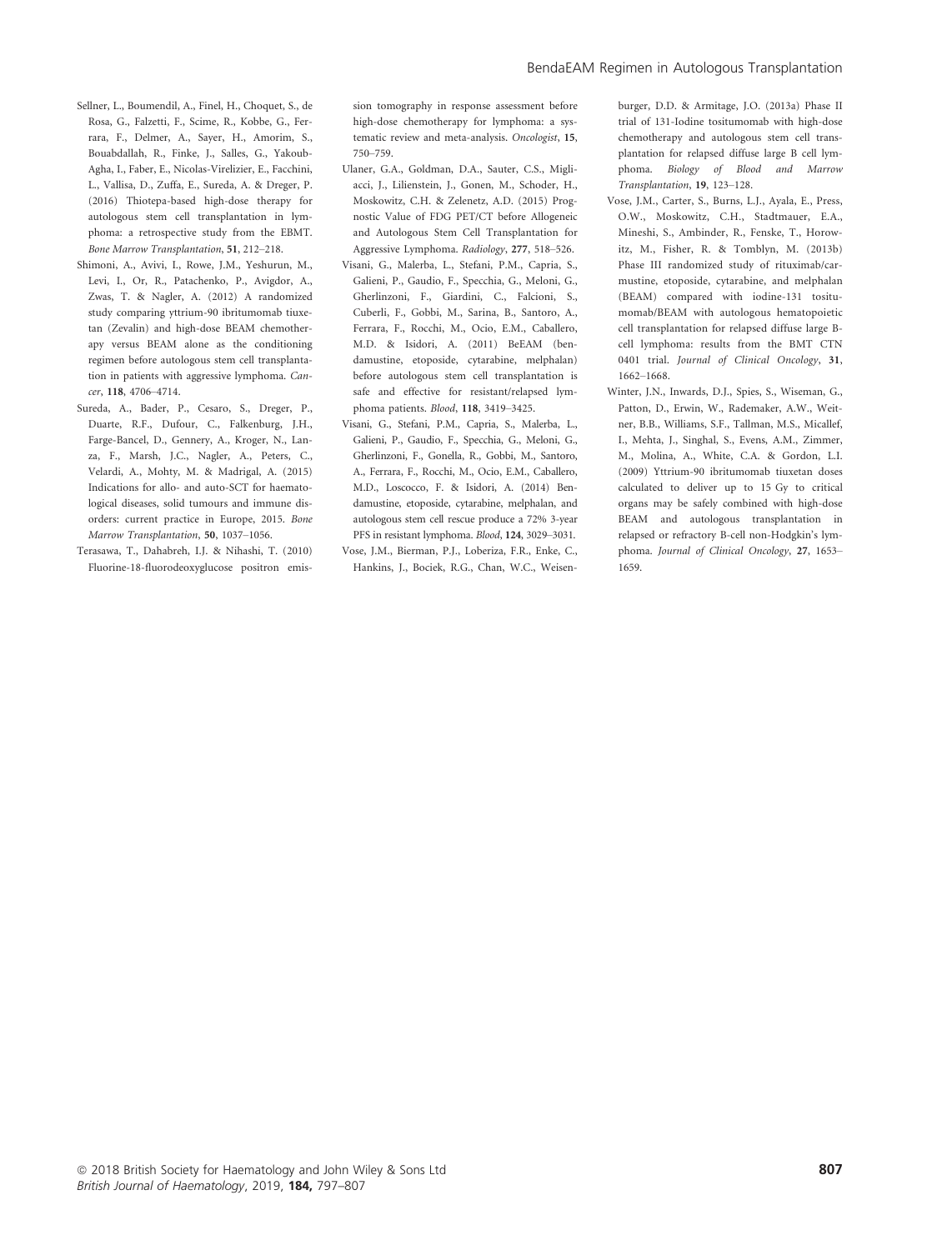Sellner, L., Boumendil, A., Finel, H., Choquet, S., de Rosa, G., Falzetti, F., Scime, R., Kobbe, G., Ferrara, F., Delmer, A., Sayer, H., Amorim, S., Bouabdallah, R., Finke, J., Salles, G., Yakoub-Agha, I., Faber, E., Nicolas-Virelizier, E., Facchini, L., Vallisa, D., Zuffa, E., Sureda, A. & Dreger, P. (2016) Thiotepa-based high-dose therapy for autologous stem cell transplantation in lymphoma: a retrospective study from the EBMT. *Bone Marrow Transplantation*, **51**, 212–218.

Shimoni, A., Avivi, I., Rowe, J.M., Yeshurun, M., Levi, I., Or, R., Patachenko, P., Avigdor, A., Zwas, T. & Nagler, A. (2012) A randomized study comparing yttrium-90 ibritumomab tiuxetan (Zevalin) and high-dose BEAM chemotherapy versus BEAM alone as the conditioning regimen before autologous stem cell transplantation in patients with aggressive lymphoma. *Cancer*, **118**, 4706–4714.

Sureda, A., Bader, P., Cesaro, S., Dreger, P., Duarte, R.F., Dufour, C., Falkenburg, J.H., Farge-Bancel, D., Gennery, A., Kroger, N., Lanza, F., Marsh, J.C., Nagler, A., Peters, C., Velardi, A., Mohty, M. & Madrigal, A. (2015) Indications for allo- and auto-SCT for haematological diseases, solid tumours and immune disorders: current practice in Europe, 2015. *Bone Marrow Transplantation*, **50**, 1037–1056.

Terasawa, T., Dahabreh, I.J. & Nihashi, T. (2010) Fluorine-18-fluorodeoxyglucose positron emission tomography in response assessment before high-dose chemotherapy for lymphoma: a systematic review and meta-analysis. *Oncologist*, **15**, 750–759.

Ulaner, G.A., Goldman, D.A., Sauter, C.S., Migliacci, J., Lilienstein, J., Gonen, M., Schoder, H., Moskowitz, C.H. & Zelenetz, A.D. (2015) Prognostic Value of FDG PET/CT before Allogeneic and Autologous Stem Cell Transplantation for Aggressive Lymphoma. *Radiology*, **277**, 518–526.

Visani, G., Malerba, L., Stefani, P.M., Capria, S., Galieni, P., Gaudio, F., Specchia, G., Meloni, G., Gherlinzoni, F., Giardini, C., Falcioni, S., Cuberli, F., Gobbi, M., Sarina, B., Santoro, A., Ferrara, F., Rocchi, M., Ocio, E.M., Caballero, M.D. & Isidori, A. (2011) BeEAM (bendamustine, etoposide, cytarabine, melphalan) before autologous stem cell transplantation is safe and effective for resistant/relapsed lymphoma patients. *Blood*, **118**, 3419–3425.

Visani, G., Stefani, P.M., Capria, S., Malerba, L., Galieni, P., Gaudio, F., Specchia, G., Meloni, G., Gherlinzoni, F., Gonella, R., Gobbi, M., Santoro, A., Ferrara, F., Rocchi, M., Ocio, E.M., Caballero, M.D., Loscocco, F. & Isidori, A. (2014) Bendamustine, etoposide, cytarabine, melphalan, and autologous stem cell rescue produce a 72% 3-year PFS in resistant lymphoma. *Blood*, **124**, 3029–3031.

Vose, J.M., Bierman, P.J., Loberiza, F.R., Enke, C., Hankins, J., Bociek, R.G., Chan, W.C., Weisenburger, D.D. & Armitage, J.O. (2013a) Phase II trial of 131-Iodine tositumomab with high-dose chemotherapy and autologous stem cell transplantation for relapsed diffuse large B cell lymphoma. *Biology of Blood and Marrow Transplantation*, **19**, 123–128.

Vose, J.M., Carter, S., Burns, L.J., Ayala, E., Press, O.W., Moskowitz, C.H., Stadtmauer, E.A., Mineshi, S., Ambinder, R., Fenske, T., Horowitz, M., Fisher, R. & Tomblyn, M. (2013b) Phase III randomized study of rituximab/carmustine, etoposide, cytarabine, and melphalan (BEAM) compared with iodine-131 tositumomab/BEAM with autologous hematopoietic cell transplantation for relapsed diffuse large B-cell lymphoma: results from the BMT CTN 0401 trial. *Journal of Clinical Oncology*, **31**, 1662–1668.

Winter, J.N., Inwards, D.J., Spies, S., Wiseman, G., Patton, D., Erwin, W., Rademaker, A.W., Weitner, B.B., Williams, S.F., Tallman, M.S., Micallef, I., Mehta, J., Singhal, S., Evens, A.M., Zimmer, M., Molina, A., White, C.A. & Gordon, L.I. (2009) Yttrium-90 ibritumomab tiuxetan doses calculated to deliver up to 15 Gy to critical organs may be safely combined with high-dose BEAM and autologous transplantation in relapsed or refractory B-cell non-Hodgkin's lymphoma. *Journal of Clinical Oncology*, **27**, 1653–1659.